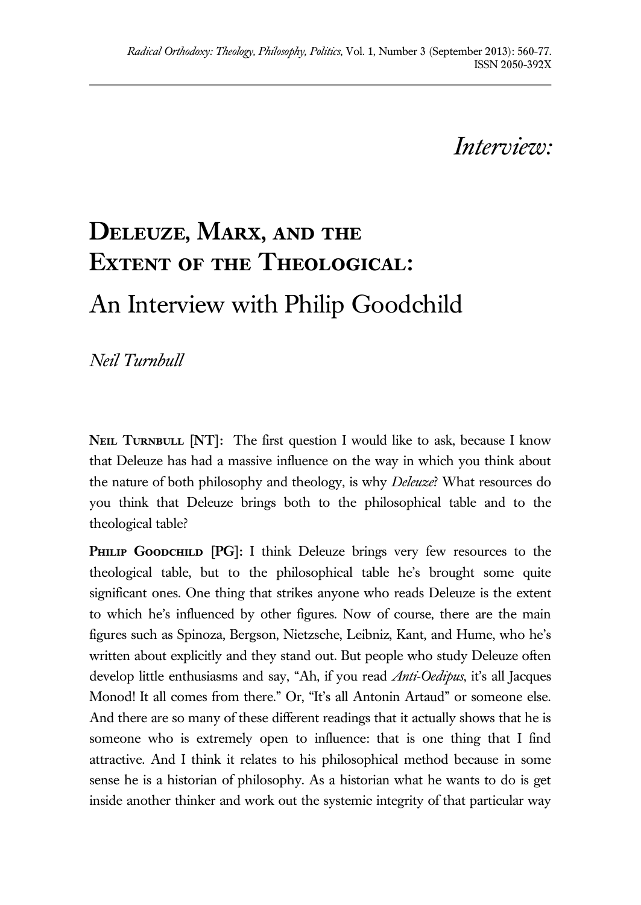*Interview:*

# Deleuze, Marx, and the Extent of the Theological:

## An Interview with Philip Goodchild

*Neil Turnbull*

**Neil Turnbull [NT]:** The first question I would like to ask, because I know that Deleuze has had a massive influence on the way in which you think about the nature of both philosophy and theology, is why *Deleuze*? What resources do you think that Deleuze brings both to the philosophical table and to the theological table?

**Philip Goodchild [PG]:** I think Deleuze brings very few resources to the theological table, but to the philosophical table he's brought some quite significant ones. One thing that strikes anyone who reads Deleuze is the extent to which he's influenced by other figures. Now of course, there are the main figures such as Spinoza, Bergson, Nietzsche, Leibniz, Kant, and Hume, who he's written about explicitly and they stand out. But people who study Deleuze often develop little enthusiasms and say, "Ah, if you read *Anti-Oedipus*, it's all Jacques Monod! It all comes from there." Or, "It's all Antonin Artaud" or someone else. And there are so many of these different readings that it actually shows that he is someone who is extremely open to influence: that is one thing that I find attractive. And I think it relates to his philosophical method because in some sense he is a historian of philosophy. As a historian what he wants to do is get inside another thinker and work out the systemic integrity of that particular way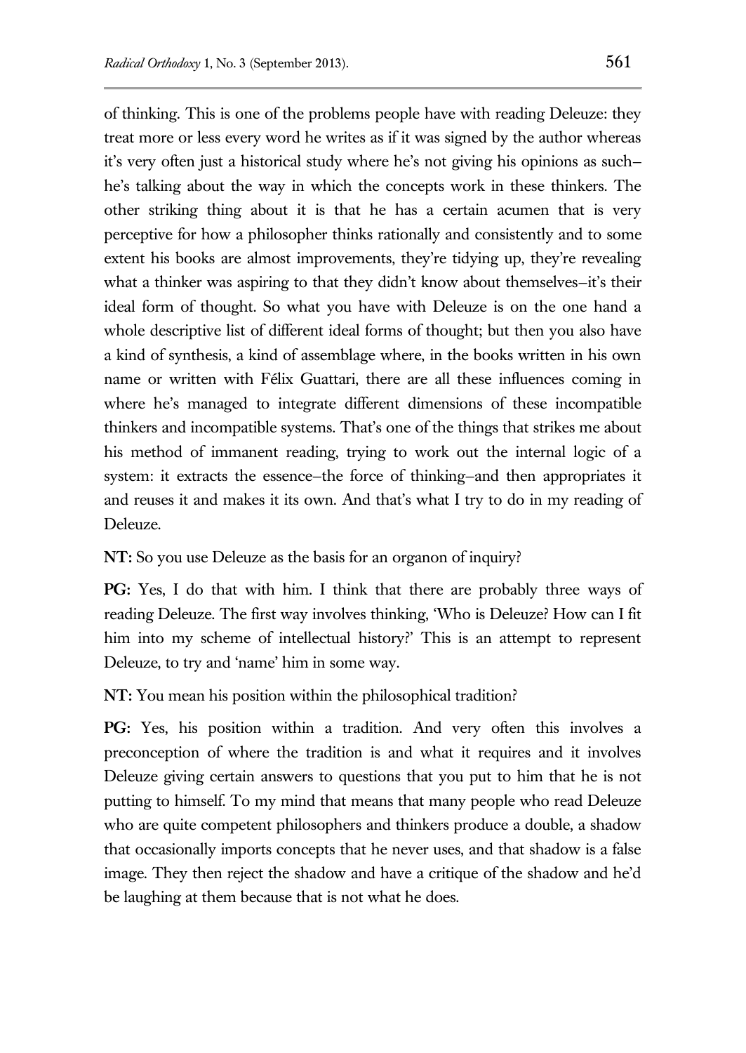of thinking. This is one of the problems people have with reading Deleuze: they treat more or less every word he writes as if it was signed by the author whereas it's very often just a historical study where he's not giving his opinions as such–he's talking about the way in which the concepts work in these thinkers. The other striking thing about it is that he has a certain acumen that is very perceptive for how a philosopher thinks rationally and consistently and to some extent his books are almost improvements, they're tidying up, they're revealing what a thinker was aspiring to that they didn't know about themselves–it's their ideal form of thought. So what you have with Deleuze is on the one hand a whole descriptive list of different ideal forms of thought; but then you also have a kind of synthesis, a kind of assemblage where, in the books written in his own name or written with Félix Guattari, there are all these influences coming in where he's managed to integrate different dimensions of these incompatible thinkers and incompatible systems. That's one of the things that strikes me about his method of immanent reading, trying to work out the internal logic of a system: it extracts the essence–the force of thinking–and then appropriates it and reuses it and makes it its own. And that's what I try to do in my reading of Deleuze.

**NT:** So you use Deleuze as the basis for an organon of inquiry?

**PG:** Yes, I do that with him. I think that there are probably three ways of reading Deleuze. The first way involves thinking, 'Who is Deleuze? How can I fit him into my scheme of intellectual history?' This is an attempt to represent Deleuze, to try and 'name' him in some way.

**NT:** You mean his position within the philosophical tradition?

**PG:** Yes, his position within a tradition. And very often this involves a preconception of where the tradition is and what it requires and it involves Deleuze giving certain answers to questions that you put to him that he is not putting to himself. To my mind that means that many people who read Deleuze who are quite competent philosophers and thinkers produce a double, a shadow that occasionally imports concepts that he never uses, and that shadow is a false image. They then reject the shadow and have a critique of the shadow and he'd be laughing at them because that is not what he does.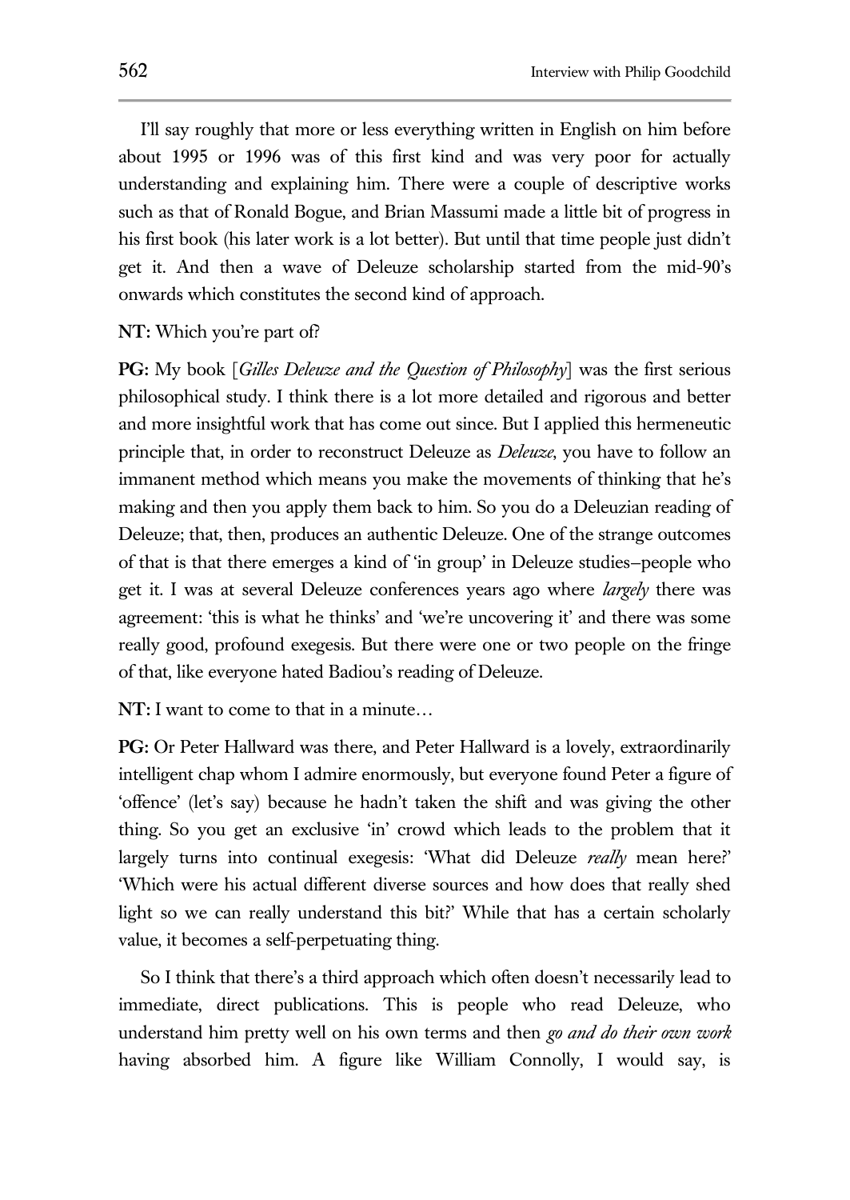I'll say roughly that more or less everything written in English on him before about 1995 or 1996 was of this first kind and was very poor for actually understanding and explaining him. There were a couple of descriptive works such as that of Ronald Bogue, and Brian Massumi made a little bit of progress in his first book (his later work is a lot better). But until that time people just didn't get it. And then a wave of Deleuze scholarship started from the mid-90's onwards which constitutes the second kind of approach.

**NT:** Which you're part of?

**PG:** My book [*Gilles Deleuze and the Question of Philosophy*] was the first serious philosophical study. I think there is a lot more detailed and rigorous and better and more insightful work that has come out since. But I applied this hermeneutic principle that, in order to reconstruct Deleuze as *Deleuze*, you have to follow an immanent method which means you make the movements of thinking that he's making and then you apply them back to him. So you do a Deleuzian reading of Deleuze; that, then, produces an authentic Deleuze. One of the strange outcomes of that is that there emerges a kind of 'in group' in Deleuze studies–people who get it. I was at several Deleuze conferences years ago where *largely* there was agreement: 'this is what he thinks' and 'we're uncovering it' and there was some really good, profound exegesis. But there were one or two people on the fringe of that, like everyone hated Badiou's reading of Deleuze.

**NT:** I want to come to that in a minute…

**PG:** Or Peter Hallward was there, and Peter Hallward is a lovely, extraordinarily intelligent chap whom I admire enormously, but everyone found Peter a figure of 'offence' (let's say) because he hadn't taken the shift and was giving the other thing. So you get an exclusive 'in' crowd which leads to the problem that it largely turns into continual exegesis: 'What did Deleuze *really* mean here?' 'Which were his actual different diverse sources and how does that really shed light so we can really understand this bit?' While that has a certain scholarly value, it becomes a self-perpetuating thing.

So I think that there's a third approach which often doesn't necessarily lead to immediate, direct publications. This is people who read Deleuze, who understand him pretty well on his own terms and then *go and do their own work* having absorbed him. A figure like William Connolly, I would say, is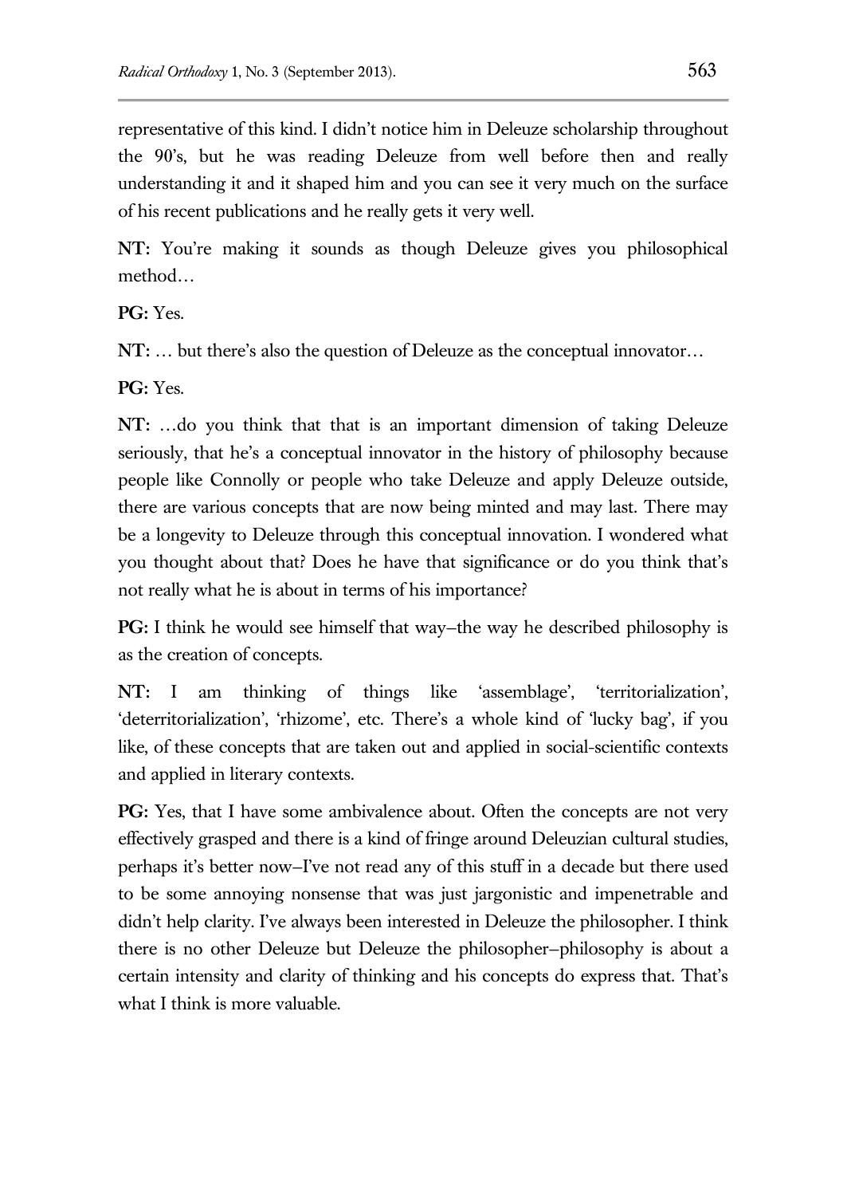representative of this kind. I didn't notice him in Deleuze scholarship throughout the 90's, but he was reading Deleuze from well before then and really understanding it and it shaped him and you can see it very much on the surface of his recent publications and he really gets it very well.

**NT:** You're making it sounds as though Deleuze gives you philosophical method…

**PG:** Yes.

**NT:** … but there's also the question of Deleuze as the conceptual innovator…

**PG:** Yes.

**NT:** …do you think that that is an important dimension of taking Deleuze seriously, that he's a conceptual innovator in the history of philosophy because people like Connolly or people who take Deleuze and apply Deleuze outside, there are various concepts that are now being minted and may last. There may be a longevity to Deleuze through this conceptual innovation. I wondered what you thought about that? Does he have that significance or do you think that's not really what he is about in terms of his importance?

**PG:** I think he would see himself that way–the way he described philosophy is as the creation of concepts.

**NT:** I am thinking of things like 'assemblage', 'territorialization', 'deterritorialization', 'rhizome', etc. There's a whole kind of 'lucky bag', if you like, of these concepts that are taken out and applied in social-scientific contexts and applied in literary contexts.

**PG:** Yes, that I have some ambivalence about. Often the concepts are not very effectively grasped and there is a kind of fringe around Deleuzian cultural studies, perhaps it's better now–I've not read any of this stuff in a decade but there used to be some annoying nonsense that was just jargonistic and impenetrable and didn't help clarity. I've always been interested in Deleuze the philosopher. I think there is no other Deleuze but Deleuze the philosopher–philosophy is about a certain intensity and clarity of thinking and his concepts do express that. That's what I think is more valuable.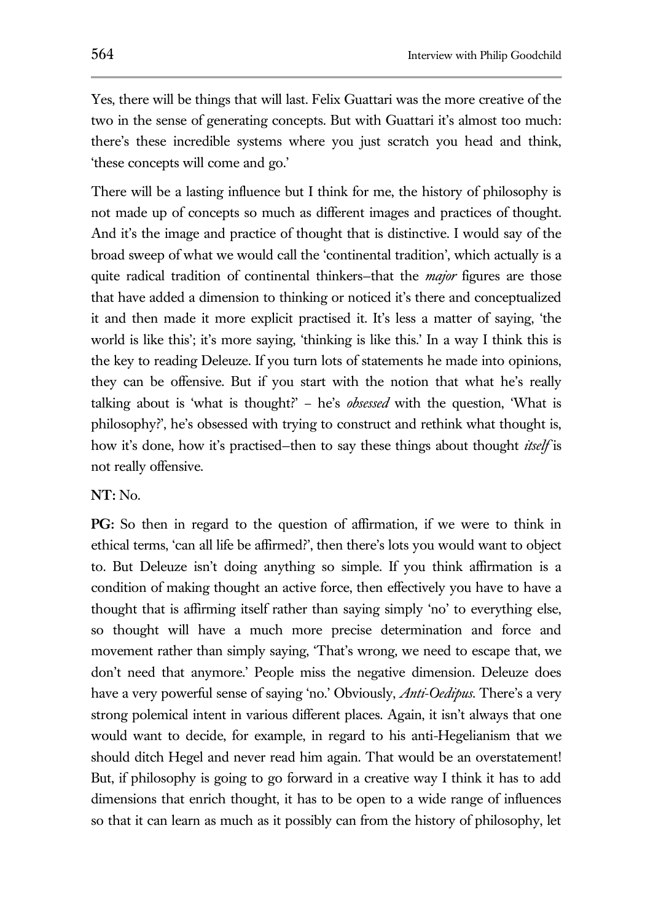Yes, there will be things that will last. Felix Guattari was the more creative of the two in the sense of generating concepts. But with Guattari it's almost too much: there's these incredible systems where you just scratch you head and think, 'these concepts will come and go.'

There will be a lasting influence but I think for me, the history of philosophy is not made up of concepts so much as different images and practices of thought. And it's the image and practice of thought that is distinctive. I would say of the broad sweep of what we would call the 'continental tradition', which actually is a quite radical tradition of continental thinkers–that the *major* figures are those that have added a dimension to thinking or noticed it's there and conceptualized it and then made it more explicit practised it. It's less a matter of saying, 'the world is like this'; it's more saying, 'thinking is like this.' In a way I think this is the key to reading Deleuze. If you turn lots of statements he made into opinions, they can be offensive. But if you start with the notion that what he's really talking about is 'what is thought?' – he's *obsessed* with the question, 'What is philosophy?', he's obsessed with trying to construct and rethink what thought is, how it's done, how it's practised–then to say these things about thought *itself* is not really offensive.

**NT:** No.

**PG:** So then in regard to the question of affirmation, if we were to think in ethical terms, 'can all life be affirmed?', then there's lots you would want to object to. But Deleuze isn't doing anything so simple. If you think affirmation is a condition of making thought an active force, then effectively you have to have a thought that is affirming itself rather than saying simply 'no' to everything else, so thought will have a much more precise determination and force and movement rather than simply saying, 'That's wrong, we need to escape that, we don't need that anymore.' People miss the negative dimension. Deleuze does have a very powerful sense of saying 'no.' Obviously, *Anti-Oedipus*. There's a very strong polemical intent in various different places. Again, it isn't always that one would want to decide, for example, in regard to his anti-Hegelianism that we should ditch Hegel and never read him again. That would be an overstatement! But, if philosophy is going to go forward in a creative way I think it has to add dimensions that enrich thought, it has to be open to a wide range of influences so that it can learn as much as it possibly can from the history of philosophy, let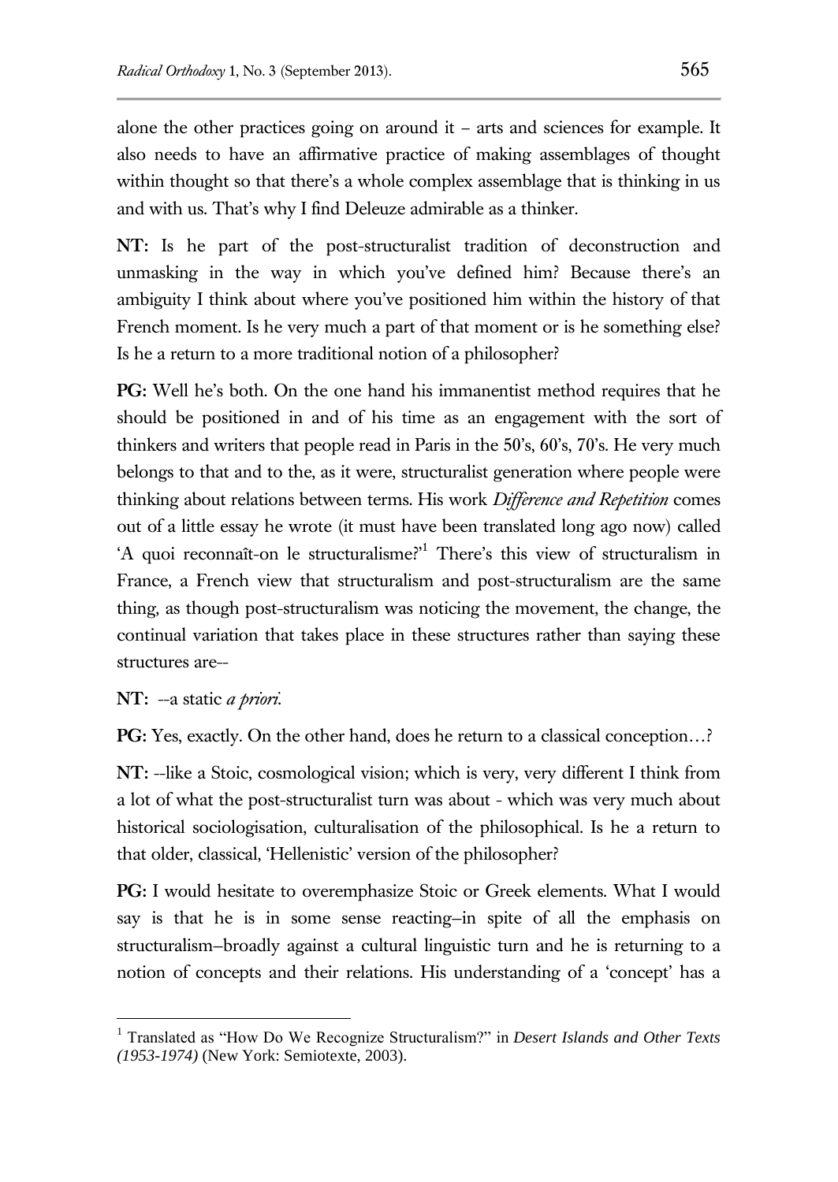alone the other practices going on around it – arts and sciences for example. It also needs to have an affirmative practice of making assemblages of thought within thought so that there's a whole complex assemblage that is thinking in us and with us. That's why I find Deleuze admirable as a thinker.

**NT:** Is he part of the post-structuralist tradition of deconstruction and unmasking in the way in which you've defined him? Because there's an ambiguity I think about where you've positioned him within the history of that French moment. Is he very much a part of that moment or is he something else? Is he a return to a more traditional notion of a philosopher?

**PG:** Well he's both. On the one hand his immanentist method requires that he should be positioned in and of his time as an engagement with the sort of thinkers and writers that people read in Paris in the 50's, 60's, 70's. He very much belongs to that and to the, as it were, structuralist generation where people were thinking about relations between terms. His work *Difference and Repetition* comes out of a little essay he wrote (it must have been translated long ago now) called 'A quoi reconnaît-on le structuralisme?'[1] There's this view of structuralism in France, a French view that structuralism and post-structuralism are the same thing, as though post-structuralism was noticing the movement, the change, the continual variation that takes place in these structures rather than saying these structures are--

**NT:** --a static *a priori*.

**PG:** Yes, exactly. On the other hand, does he return to a classical conception…?

**NT:** --like a Stoic, cosmological vision; which is very, very different I think from a lot of what the post-structuralist turn was about - which was very much about historical sociologisation, culturalisation of the philosophical. Is he a return to that older, classical, 'Hellenistic' version of the philosopher?

**PG:** I would hesitate to overemphasize Stoic or Greek elements. What I would say is that he is in some sense reacting–in spite of all the emphasis on structuralism–broadly against a cultural linguistic turn and he is returning to a notion of concepts and their relations. His understanding of a 'concept' has a

---

[1] Translated as "How Do We Recognize Structuralism?" in *Desert Islands and Other Texts (1953-1974)* (New York: Semiotexte, 2003).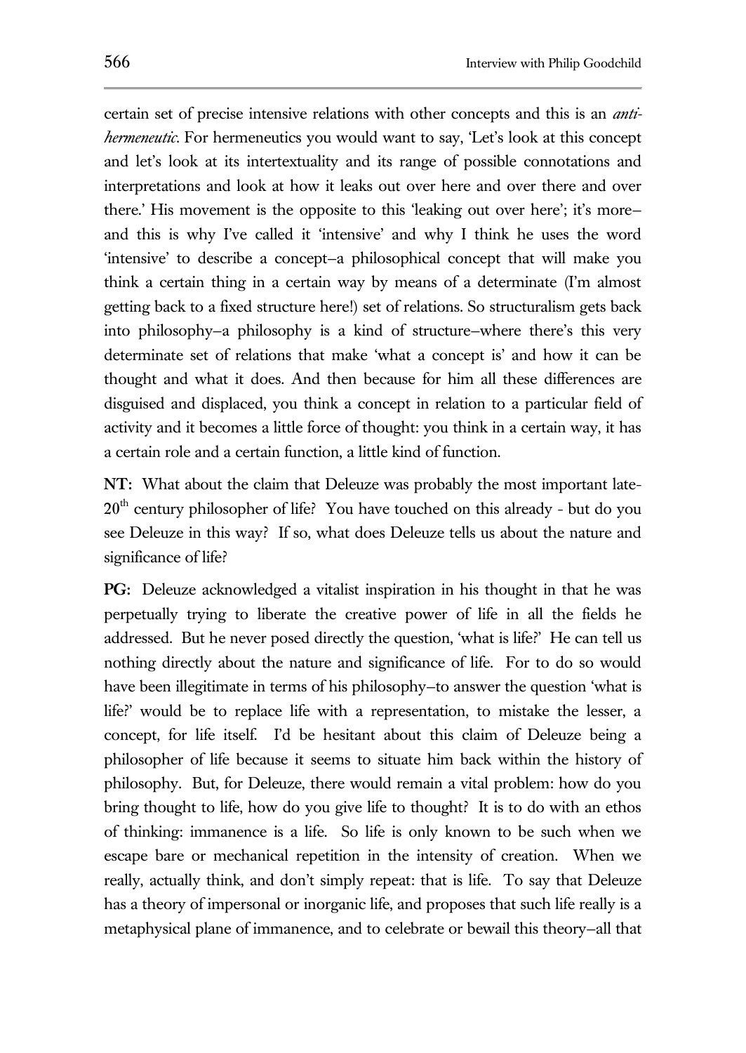certain set of precise intensive relations with other concepts and this is an *anti-hermeneutic*. For hermeneutics you would want to say, 'Let's look at this concept and let's look at its intertextuality and its range of possible connotations and interpretations and look at how it leaks out over here and over there and over there.' His movement is the opposite to this 'leaking out over here'; it's more—and this is why I've called it 'intensive' and why I think he uses the word 'intensive' to describe a concept—a philosophical concept that will make you think a certain thing in a certain way by means of a determinate (I'm almost getting back to a fixed structure here!) set of relations. So structuralism gets back into philosophy—a philosophy is a kind of structure—where there's this very determinate set of relations that make 'what a concept is' and how it can be thought and what it does. And then because for him all these differences are disguised and displaced, you think a concept in relation to a particular field of activity and it becomes a little force of thought: you think in a certain way, it has a certain role and a certain function, a little kind of function.

**NT:** What about the claim that Deleuze was probably the most important late-20th century philosopher of life? You have touched on this already - but do you see Deleuze in this way? If so, what does Deleuze tells us about the nature and significance of life?

**PG:** Deleuze acknowledged a vitalist inspiration in his thought in that he was perpetually trying to liberate the creative power of life in all the fields he addressed. But he never posed directly the question, 'what is life?' He can tell us nothing directly about the nature and significance of life. For to do so would have been illegitimate in terms of his philosophy—to answer the question 'what is life?' would be to replace life with a representation, to mistake the lesser, a concept, for life itself. I'd be hesitant about this claim of Deleuze being a philosopher of life because it seems to situate him back within the history of philosophy. But, for Deleuze, there would remain a vital problem: how do you bring thought to life, how do you give life to thought? It is to do with an ethos of thinking: immanence is a life. So life is only known to be such when we escape bare or mechanical repetition in the intensity of creation. When we really, actually think, and don't simply repeat: that is life. To say that Deleuze has a theory of impersonal or inorganic life, and proposes that such life really is a metaphysical plane of immanence, and to celebrate or bewail this theory—all that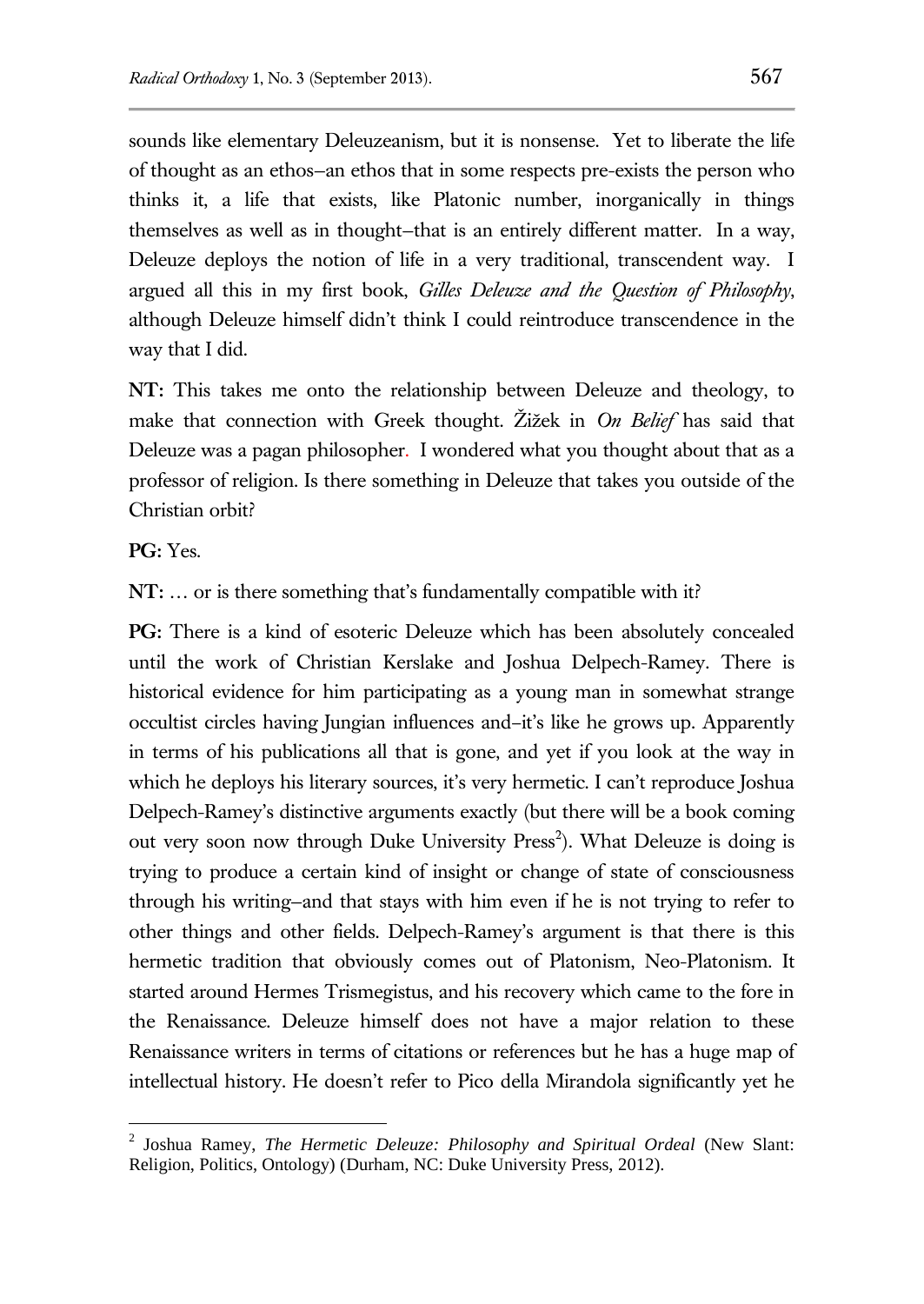sounds like elementary Deleuzeanism, but it is nonsense. Yet to liberate the life of thought as an ethos–an ethos that in some respects pre-exists the person who thinks it, a life that exists, like Platonic number, inorganically in things themselves as well as in thought–that is an entirely different matter. In a way, Deleuze deploys the notion of life in a very traditional, transcendent way. I argued all this in my first book, *Gilles Deleuze and the Question of Philosophy*, although Deleuze himself didn't think I could reintroduce transcendence in the way that I did.

**NT:** This takes me onto the relationship between Deleuze and theology, to make that connection with Greek thought. Žižek in *On Belief* has said that Deleuze was a pagan philosopher. I wondered what you thought about that as a professor of religion. Is there something in Deleuze that takes you outside of the Christian orbit?

**PG:** Yes.

**NT:** … or is there something that's fundamentally compatible with it?

**PG:** There is a kind of esoteric Deleuze which has been absolutely concealed until the work of Christian Kerslake and Joshua Delpech-Ramey. There is historical evidence for him participating as a young man in somewhat strange occultist circles having Jungian influences and–it's like he grows up. Apparently in terms of his publications all that is gone, and yet if you look at the way in which he deploys his literary sources, it's very hermetic. I can't reproduce Joshua Delpech-Ramey's distinctive arguments exactly (but there will be a book coming out very soon now through Duke University Press[2]). What Deleuze is doing is trying to produce a certain kind of insight or change of state of consciousness through his writing–and that stays with him even if he is not trying to refer to other things and other fields. Delpech-Ramey's argument is that there is this hermetic tradition that obviously comes out of Platonism, Neo-Platonism. It started around Hermes Trismegistus, and his recovery which came to the fore in the Renaissance. Deleuze himself does not have a major relation to these Renaissance writers in terms of citations or references but he has a huge map of intellectual history. He doesn't refer to Pico della Mirandola significantly yet he

---

[2] Joshua Ramey, *The Hermetic Deleuze: Philosophy and Spiritual Ordeal* (New Slant: Religion, Politics, Ontology) (Durham, NC: Duke University Press, 2012).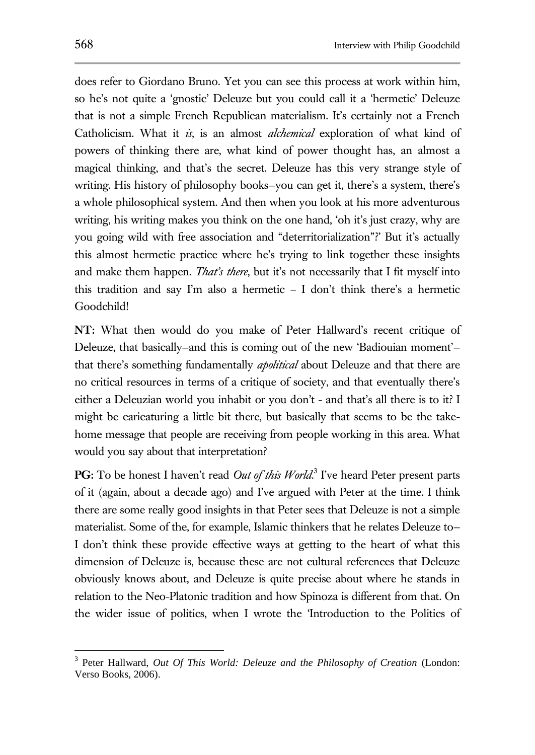does refer to Giordano Bruno. Yet you can see this process at work within him, so he's not quite a 'gnostic' Deleuze but you could call it a 'hermetic' Deleuze that is not a simple French Republican materialism. It's certainly not a French Catholicism. What it *is*, is an almost *alchemical* exploration of what kind of powers of thinking there are, what kind of power thought has, an almost a magical thinking, and that's the secret. Deleuze has this very strange style of writing. His history of philosophy books–you can get it, there's a system, there's a whole philosophical system. And then when you look at his more adventurous writing, his writing makes you think on the one hand, 'oh it's just crazy, why are you going wild with free association and "deterritorialization"?' But it's actually this almost hermetic practice where he's trying to link together these insights and make them happen. *That's there*, but it's not necessarily that I fit myself into this tradition and say I'm also a hermetic – I don't think there's a hermetic Goodchild!

**NT:** What then would do you make of Peter Hallward's recent critique of Deleuze, that basically–and this is coming out of the new 'Badiouian moment'– that there's something fundamentally *apolitical* about Deleuze and that there are no critical resources in terms of a critique of society, and that eventually there's either a Deleuzian world you inhabit or you don't - and that's all there is to it? I might be caricaturing a little bit there, but basically that seems to be the take-home message that people are receiving from people working in this area. What would you say about that interpretation?

**PG:** To be honest I haven't read *Out of this World*.[3] I've heard Peter present parts of it (again, about a decade ago) and I've argued with Peter at the time. I think there are some really good insights in that Peter sees that Deleuze is not a simple materialist. Some of the, for example, Islamic thinkers that he relates Deleuze to– I don't think these provide effective ways at getting to the heart of what this dimension of Deleuze is, because these are not cultural references that Deleuze obviously knows about, and Deleuze is quite precise about where he stands in relation to the Neo-Platonic tradition and how Spinoza is different from that. On the wider issue of politics, when I wrote the 'Introduction to the Politics of

---

[3] Peter Hallward, *Out Of This World: Deleuze and the Philosophy of Creation* (London: Verso Books, 2006).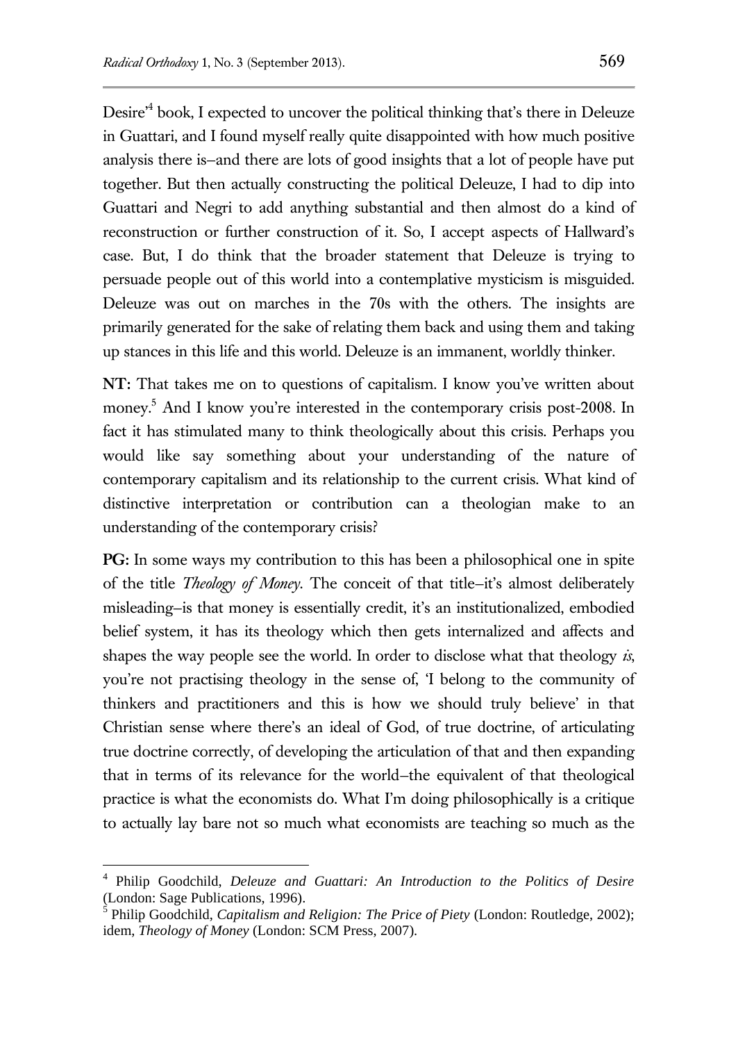Desire'[4] book, I expected to uncover the political thinking that's there in Deleuze in Guattari, and I found myself really quite disappointed with how much positive analysis there is–and there are lots of good insights that a lot of people have put together. But then actually constructing the political Deleuze, I had to dip into Guattari and Negri to add anything substantial and then almost do a kind of reconstruction or further construction of it. So, I accept aspects of Hallward's case. But, I do think that the broader statement that Deleuze is trying to persuade people out of this world into a contemplative mysticism is misguided. Deleuze was out on marches in the 70s with the others. The insights are primarily generated for the sake of relating them back and using them and taking up stances in this life and this world. Deleuze is an immanent, worldly thinker.

**NT:** That takes me on to questions of capitalism. I know you've written about money.[5] And I know you're interested in the contemporary crisis post-2008. In fact it has stimulated many to think theologically about this crisis. Perhaps you would like say something about your understanding of the nature of contemporary capitalism and its relationship to the current crisis. What kind of distinctive interpretation or contribution can a theologian make to an understanding of the contemporary crisis?

**PG:** In some ways my contribution to this has been a philosophical one in spite of the title *Theology of Money*. The conceit of that title–it's almost deliberately misleading–is that money is essentially credit, it's an institutionalized, embodied belief system, it has its theology which then gets internalized and affects and shapes the way people see the world. In order to disclose what that theology *is*, you're not practising theology in the sense of, 'I belong to the community of thinkers and practitioners and this is how we should truly believe' in that Christian sense where there's an ideal of God, of true doctrine, of articulating true doctrine correctly, of developing the articulation of that and then expanding that in terms of its relevance for the world–the equivalent of that theological practice is what the economists do. What I'm doing philosophically is a critique to actually lay bare not so much what economists are teaching so much as the

---

[4] Philip Goodchild, *Deleuze and Guattari: An Introduction to the Politics of Desire* (London: Sage Publications, 1996).

[5] Philip Goodchild, *Capitalism and Religion: The Price of Piety* (London: Routledge, 2002); idem, *Theology of Money* (London: SCM Press, 2007).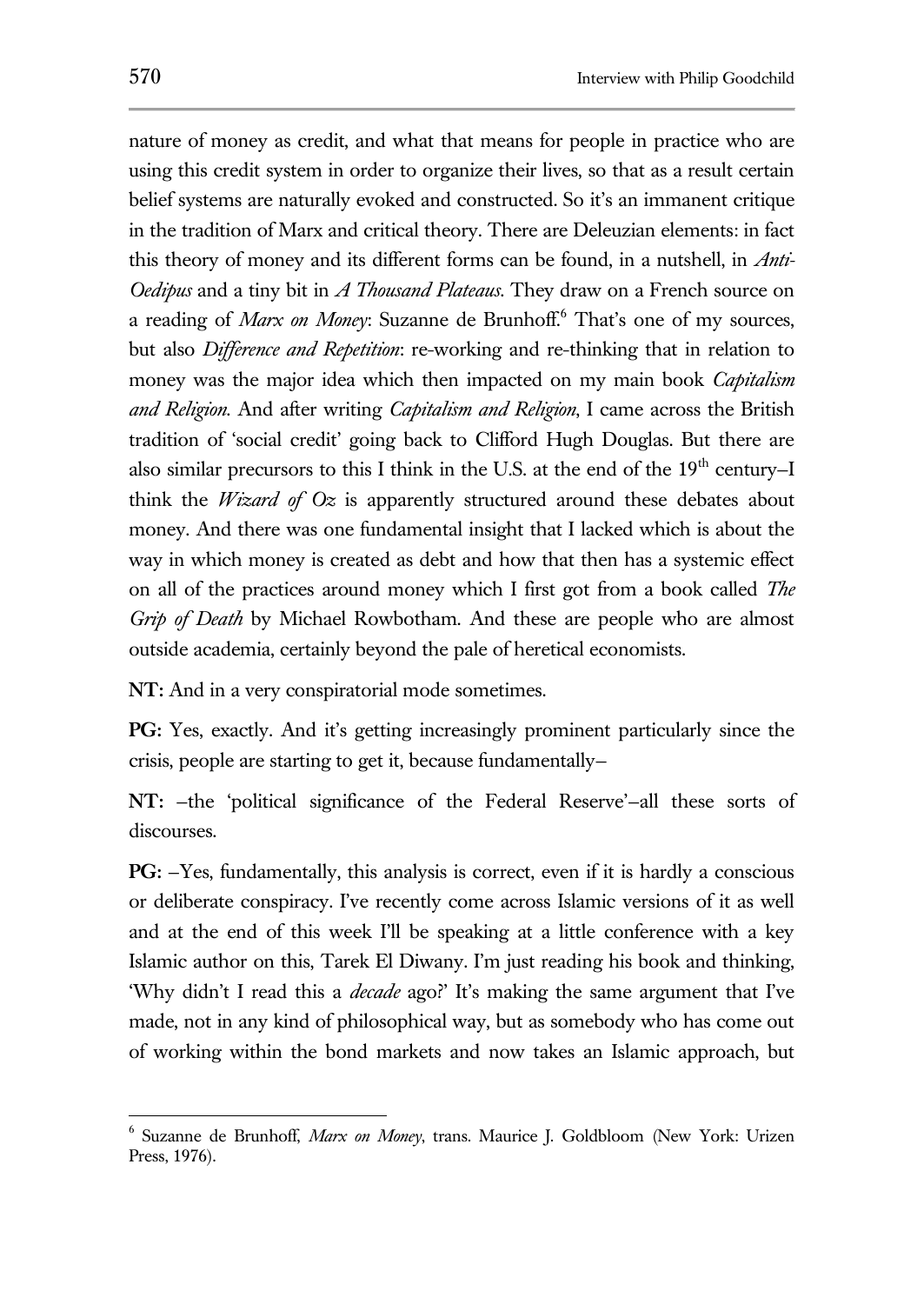nature of money as credit, and what that means for people in practice who are using this credit system in order to organize their lives, so that as a result certain belief systems are naturally evoked and constructed. So it's an immanent critique in the tradition of Marx and critical theory. There are Deleuzian elements: in fact this theory of money and its different forms can be found, in a nutshell, in *Anti-Oedipus* and a tiny bit in *A Thousand Plateaus*. They draw on a French source on a reading of *Marx on Money*: Suzanne de Brunhoff.[6] That's one of my sources, but also *Difference and Repetition*: re-working and re-thinking that in relation to money was the major idea which then impacted on my main book *Capitalism and Religion*. And after writing *Capitalism and Religion*, I came across the British tradition of 'social credit' going back to Clifford Hugh Douglas. But there are also similar precursors to this I think in the U.S. at the end of the 19th century–I think the *Wizard of Oz* is apparently structured around these debates about money. And there was one fundamental insight that I lacked which is about the way in which money is created as debt and how that then has a systemic effect on all of the practices around money which I first got from a book called *The Grip of Death* by Michael Rowbotham. And these are people who are almost outside academia, certainly beyond the pale of heretical economists.

**NT:** And in a very conspiratorial mode sometimes.

**PG:** Yes, exactly. And it's getting increasingly prominent particularly since the crisis, people are starting to get it, because fundamentally–

**NT:** –the 'political significance of the Federal Reserve'–all these sorts of discourses.

**PG:** –Yes, fundamentally, this analysis is correct, even if it is hardly a conscious or deliberate conspiracy. I've recently come across Islamic versions of it as well and at the end of this week I'll be speaking at a little conference with a key Islamic author on this, Tarek El Diwany. I'm just reading his book and thinking, 'Why didn't I read this a *decade* ago?' It's making the same argument that I've made, not in any kind of philosophical way, but as somebody who has come out of working within the bond markets and now takes an Islamic approach, but

---

[6] Suzanne de Brunhoff, *Marx on Money*, trans. Maurice J. Goldbloom (New York: Urizen Press, 1976).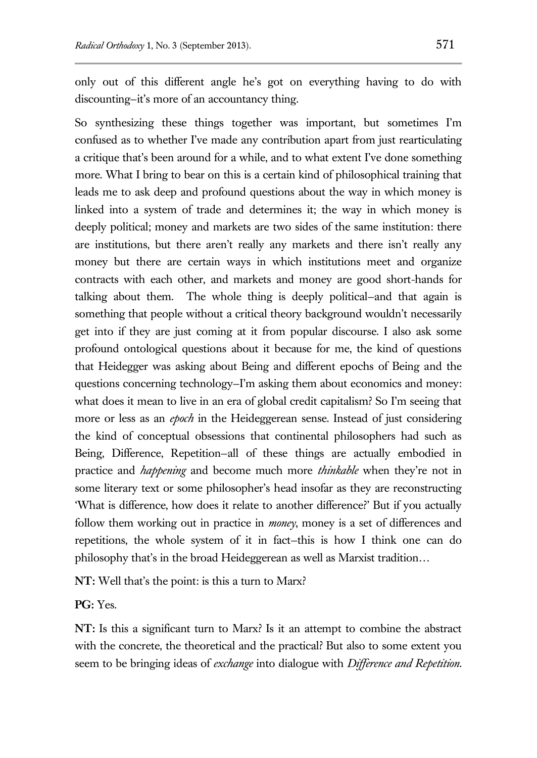only out of this different angle he's got on everything having to do with discounting–it's more of an accountancy thing.

So synthesizing these things together was important, but sometimes I'm confused as to whether I've made any contribution apart from just rearticulating a critique that's been around for a while, and to what extent I've done something more. What I bring to bear on this is a certain kind of philosophical training that leads me to ask deep and profound questions about the way in which money is linked into a system of trade and determines it; the way in which money is deeply political; money and markets are two sides of the same institution: there are institutions, but there aren't really any markets and there isn't really any money but there are certain ways in which institutions meet and organize contracts with each other, and markets and money are good short-hands for talking about them. The whole thing is deeply political–and that again is something that people without a critical theory background wouldn't necessarily get into if they are just coming at it from popular discourse. I also ask some profound ontological questions about it because for me, the kind of questions that Heidegger was asking about Being and different epochs of Being and the questions concerning technology–I'm asking them about economics and money: what does it mean to live in an era of global credit capitalism? So I'm seeing that more or less as an *epoch* in the Heideggerean sense. Instead of just considering the kind of conceptual obsessions that continental philosophers had such as Being, Difference, Repetition–all of these things are actually embodied in practice and *happening* and become much more *thinkable* when they're not in some literary text or some philosopher's head insofar as they are reconstructing 'What is difference, how does it relate to another difference?' But if you actually follow them working out in practice in *money*, money is a set of differences and repetitions, the whole system of it in fact–this is how I think one can do philosophy that's in the broad Heideggerean as well as Marxist tradition…

**NT:** Well that's the point: is this a turn to Marx?

**PG:** Yes.

**NT:** Is this a significant turn to Marx? Is it an attempt to combine the abstract with the concrete, the theoretical and the practical? But also to some extent you seem to be bringing ideas of *exchange* into dialogue with *Difference and Repetition*.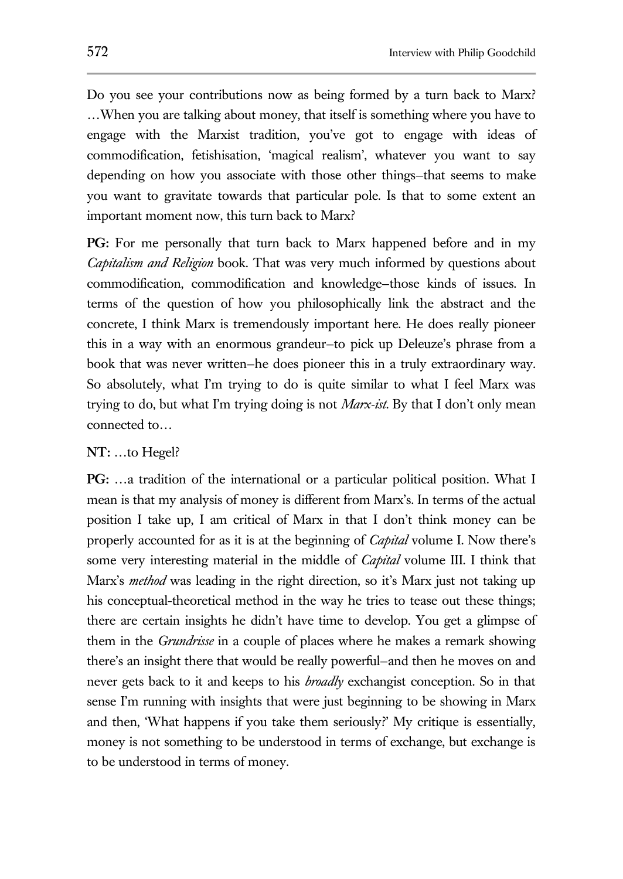Do you see your contributions now as being formed by a turn back to Marx? …When you are talking about money, that itself is something where you have to engage with the Marxist tradition, you've got to engage with ideas of commodification, fetishisation, 'magical realism', whatever you want to say depending on how you associate with those other things–that seems to make you want to gravitate towards that particular pole. Is that to some extent an important moment now, this turn back to Marx?

**PG:** For me personally that turn back to Marx happened before and in my *Capitalism and Religion* book. That was very much informed by questions about commodification, commodification and knowledge–those kinds of issues. In terms of the question of how you philosophically link the abstract and the concrete, I think Marx is tremendously important here. He does really pioneer this in a way with an enormous grandeur–to pick up Deleuze's phrase from a book that was never written–he does pioneer this in a truly extraordinary way. So absolutely, what I'm trying to do is quite similar to what I feel Marx was trying to do, but what I'm trying doing is not *Marx-ist*. By that I don't only mean connected to…

**NT:** …to Hegel?

**PG:** …a tradition of the international or a particular political position. What I mean is that my analysis of money is different from Marx's. In terms of the actual position I take up, I am critical of Marx in that I don't think money can be properly accounted for as it is at the beginning of *Capital* volume I. Now there's some very interesting material in the middle of *Capital* volume III. I think that Marx's *method* was leading in the right direction, so it's Marx just not taking up his conceptual-theoretical method in the way he tries to tease out these things; there are certain insights he didn't have time to develop. You get a glimpse of them in the *Grundrisse* in a couple of places where he makes a remark showing there's an insight there that would be really powerful–and then he moves on and never gets back to it and keeps to his *broadly* exchangist conception. So in that sense I'm running with insights that were just beginning to be showing in Marx and then, 'What happens if you take them seriously?' My critique is essentially, money is not something to be understood in terms of exchange, but exchange is to be understood in terms of money.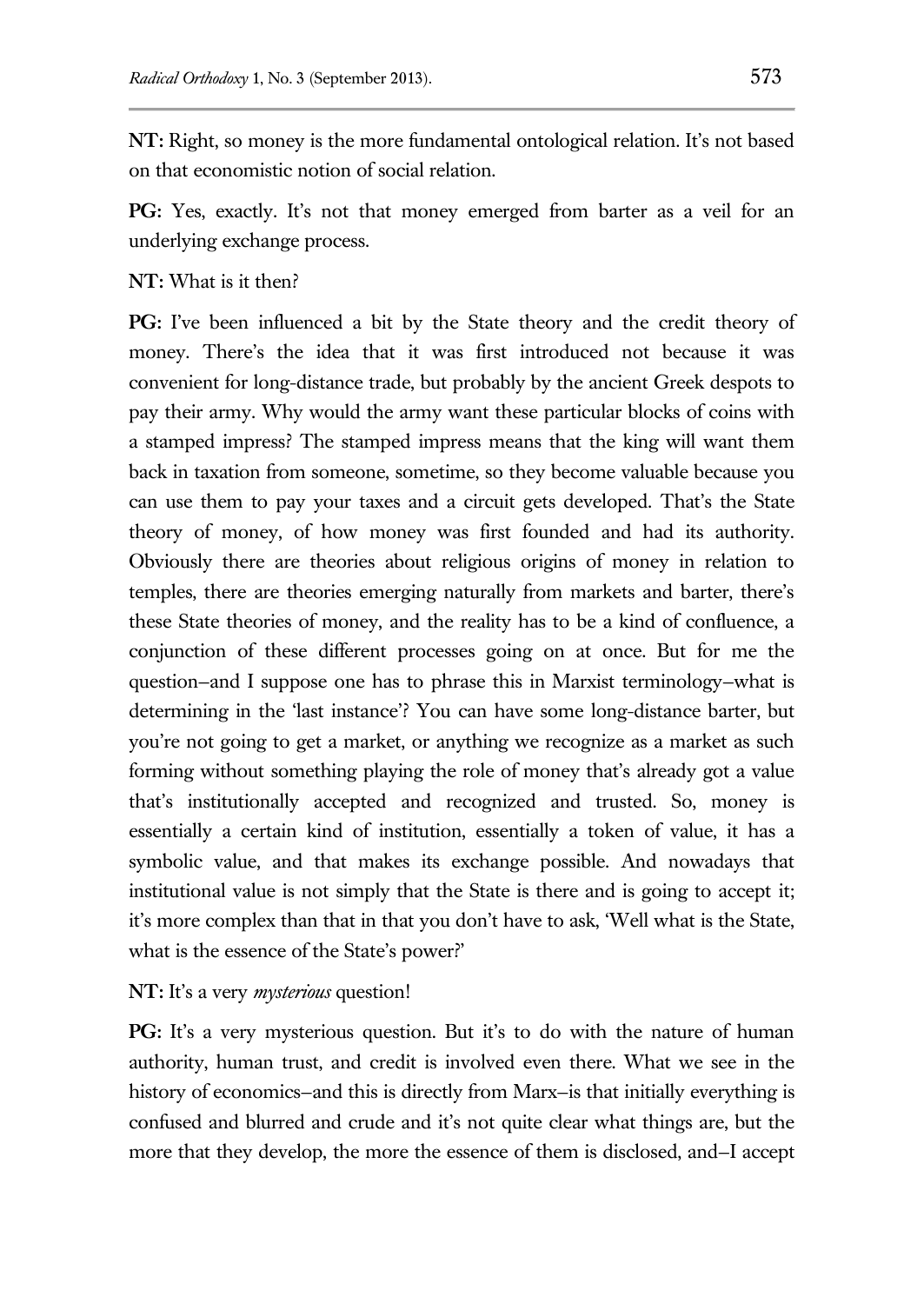**NT:** Right, so money is the more fundamental ontological relation. It's not based on that economistic notion of social relation.

**PG:** Yes, exactly. It's not that money emerged from barter as a veil for an underlying exchange process.

**NT:** What is it then?

**PG:** I've been influenced a bit by the State theory and the credit theory of money. There's the idea that it was first introduced not because it was convenient for long-distance trade, but probably by the ancient Greek despots to pay their army. Why would the army want these particular blocks of coins with a stamped impress? The stamped impress means that the king will want them back in taxation from someone, sometime, so they become valuable because you can use them to pay your taxes and a circuit gets developed. That's the State theory of money, of how money was first founded and had its authority. Obviously there are theories about religious origins of money in relation to temples, there are theories emerging naturally from markets and barter, there's these State theories of money, and the reality has to be a kind of confluence, a conjunction of these different processes going on at once. But for me the question–and I suppose one has to phrase this in Marxist terminology–what is determining in the 'last instance'? You can have some long-distance barter, but you're not going to get a market, or anything we recognize as a market as such forming without something playing the role of money that's already got a value that's institutionally accepted and recognized and trusted. So, money is essentially a certain kind of institution, essentially a token of value, it has a symbolic value, and that makes its exchange possible. And nowadays that institutional value is not simply that the State is there and is going to accept it; it's more complex than that in that you don't have to ask, 'Well what is the State, what is the essence of the State's power?'

**NT:** It's a very *mysterious* question!

**PG:** It's a very mysterious question. But it's to do with the nature of human authority, human trust, and credit is involved even there. What we see in the history of economics–and this is directly from Marx–is that initially everything is confused and blurred and crude and it's not quite clear what things are, but the more that they develop, the more the essence of them is disclosed, and–I accept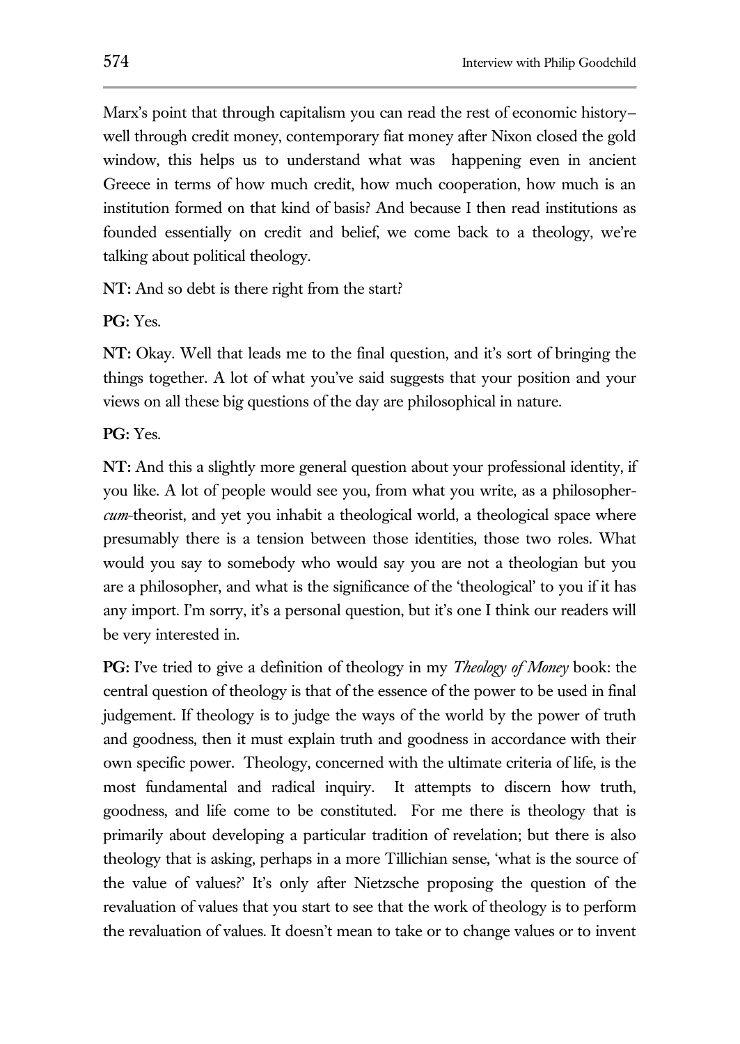Marx's point that through capitalism you can read the rest of economic history–well through credit money, contemporary fiat money after Nixon closed the gold window, this helps us to understand what was happening even in ancient Greece in terms of how much credit, how much cooperation, how much is an institution formed on that kind of basis? And because I then read institutions as founded essentially on credit and belief, we come back to a theology, we're talking about political theology.

**NT:** And so debt is there right from the start?

**PG:** Yes.

**NT:** Okay. Well that leads me to the final question, and it's sort of bringing the things together. A lot of what you've said suggests that your position and your views on all these big questions of the day are philosophical in nature.

**PG:** Yes.

**NT:** And this a slightly more general question about your professional identity, if you like. A lot of people would see you, from what you write, as a philosopher-*cum*-theorist, and yet you inhabit a theological world, a theological space where presumably there is a tension between those identities, those two roles. What would you say to somebody who would say you are not a theologian but you are a philosopher, and what is the significance of the 'theological' to you if it has any import. I'm sorry, it's a personal question, but it's one I think our readers will be very interested in.

**PG:** I've tried to give a definition of theology in my *Theology of Money* book: the central question of theology is that of the essence of the power to be used in final judgement. If theology is to judge the ways of the world by the power of truth and goodness, then it must explain truth and goodness in accordance with their own specific power. Theology, concerned with the ultimate criteria of life, is the most fundamental and radical inquiry. It attempts to discern how truth, goodness, and life come to be constituted. For me there is theology that is primarily about developing a particular tradition of revelation; but there is also theology that is asking, perhaps in a more Tillichian sense, 'what is the source of the value of values?' It's only after Nietzsche proposing the question of the revaluation of values that you start to see that the work of theology is to perform the revaluation of values. It doesn't mean to take or to change values or to invent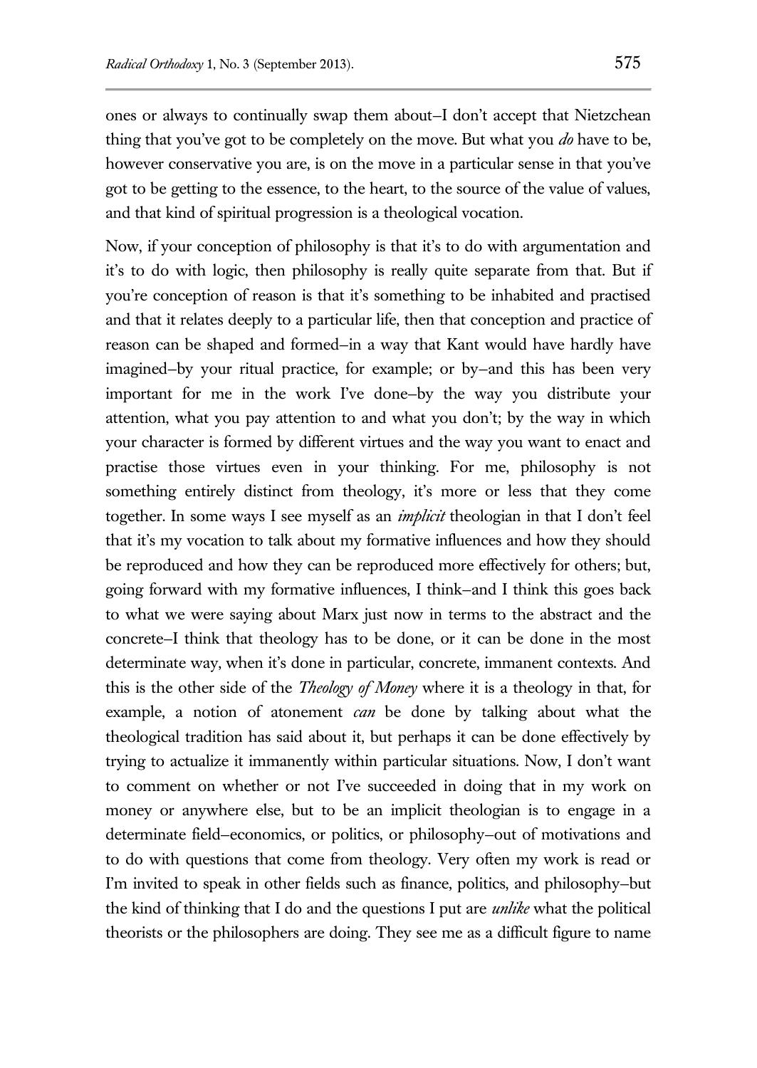ones or always to continually swap them about–I don't accept that Nietzchean thing that you've got to be completely on the move. But what you *do* have to be, however conservative you are, is on the move in a particular sense in that you've got to be getting to the essence, to the heart, to the source of the value of values, and that kind of spiritual progression is a theological vocation.

Now, if your conception of philosophy is that it's to do with argumentation and it's to do with logic, then philosophy is really quite separate from that. But if you're conception of reason is that it's something to be inhabited and practised and that it relates deeply to a particular life, then that conception and practice of reason can be shaped and formed–in a way that Kant would have hardly have imagined–by your ritual practice, for example; or by–and this has been very important for me in the work I've done–by the way you distribute your attention, what you pay attention to and what you don't; by the way in which your character is formed by different virtues and the way you want to enact and practise those virtues even in your thinking. For me, philosophy is not something entirely distinct from theology, it's more or less that they come together. In some ways I see myself as an *implicit* theologian in that I don't feel that it's my vocation to talk about my formative influences and how they should be reproduced and how they can be reproduced more effectively for others; but, going forward with my formative influences, I think–and I think this goes back to what we were saying about Marx just now in terms to the abstract and the concrete–I think that theology has to be done, or it can be done in the most determinate way, when it's done in particular, concrete, immanent contexts. And this is the other side of the *Theology of Money* where it is a theology in that, for example, a notion of atonement *can* be done by talking about what the theological tradition has said about it, but perhaps it can be done effectively by trying to actualize it immanently within particular situations. Now, I don't want to comment on whether or not I've succeeded in doing that in my work on money or anywhere else, but to be an implicit theologian is to engage in a determinate field–economics, or politics, or philosophy–out of motivations and to do with questions that come from theology. Very often my work is read or I'm invited to speak in other fields such as finance, politics, and philosophy–but the kind of thinking that I do and the questions I put are *unlike* what the political theorists or the philosophers are doing. They see me as a difficult figure to name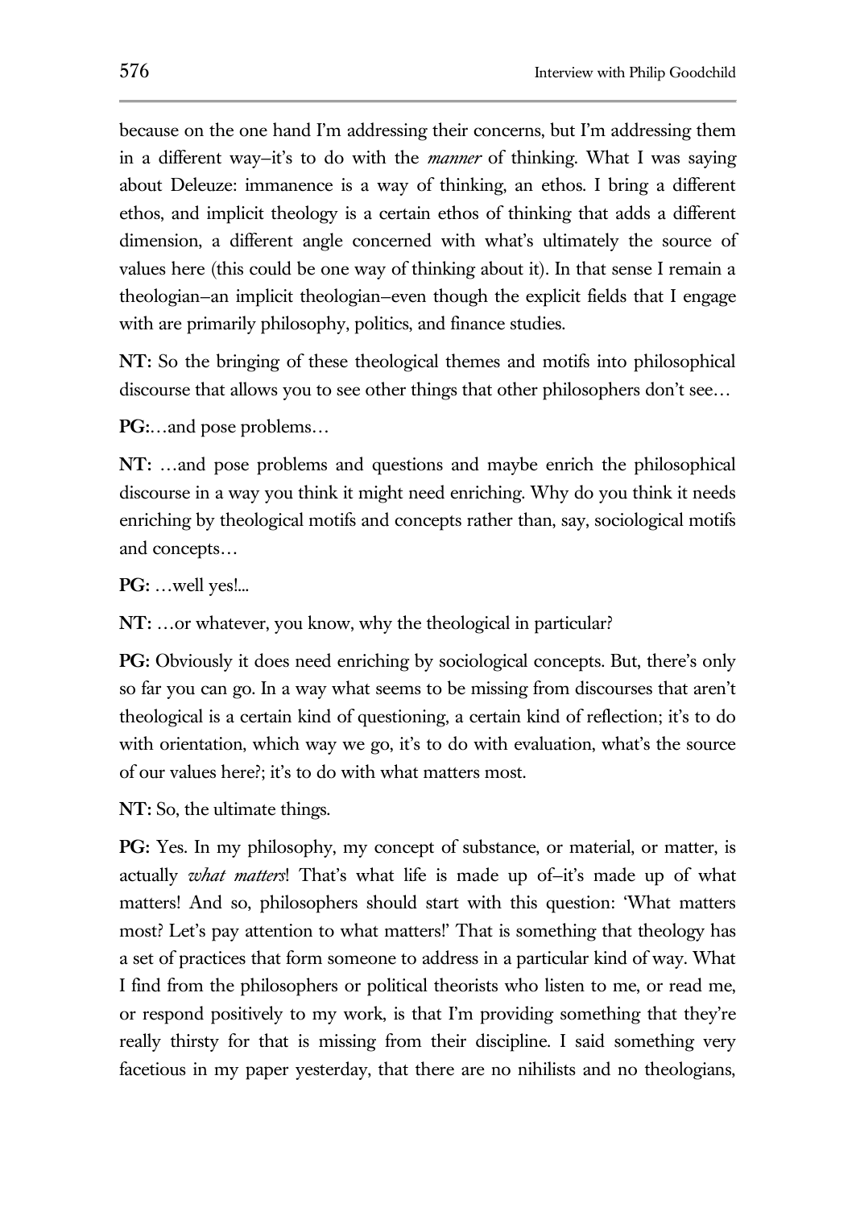because on the one hand I'm addressing their concerns, but I'm addressing them in a different way–it's to do with the *manner* of thinking. What I was saying about Deleuze: immanence is a way of thinking, an ethos. I bring a different ethos, and implicit theology is a certain ethos of thinking that adds a different dimension, a different angle concerned with what's ultimately the source of values here (this could be one way of thinking about it). In that sense I remain a theologian–an implicit theologian–even though the explicit fields that I engage with are primarily philosophy, politics, and finance studies.

**NT:** So the bringing of these theological themes and motifs into philosophical discourse that allows you to see other things that other philosophers don't see…

**PG:**…and pose problems…

**NT:** …and pose problems and questions and maybe enrich the philosophical discourse in a way you think it might need enriching. Why do you think it needs enriching by theological motifs and concepts rather than, say, sociological motifs and concepts…

**PG:** …well yes!...

**NT:** …or whatever, you know, why the theological in particular?

**PG:** Obviously it does need enriching by sociological concepts. But, there's only so far you can go. In a way what seems to be missing from discourses that aren't theological is a certain kind of questioning, a certain kind of reflection; it's to do with orientation, which way we go, it's to do with evaluation, what's the source of our values here?; it's to do with what matters most.

**NT:** So, the ultimate things.

**PG:** Yes. In my philosophy, my concept of substance, or material, or matter, is actually *what matters*! That's what life is made up of–it's made up of what matters! And so, philosophers should start with this question: 'What matters most? Let's pay attention to what matters!' That is something that theology has a set of practices that form someone to address in a particular kind of way. What I find from the philosophers or political theorists who listen to me, or read me, or respond positively to my work, is that I'm providing something that they're really thirsty for that is missing from their discipline. I said something very facetious in my paper yesterday, that there are no nihilists and no theologians,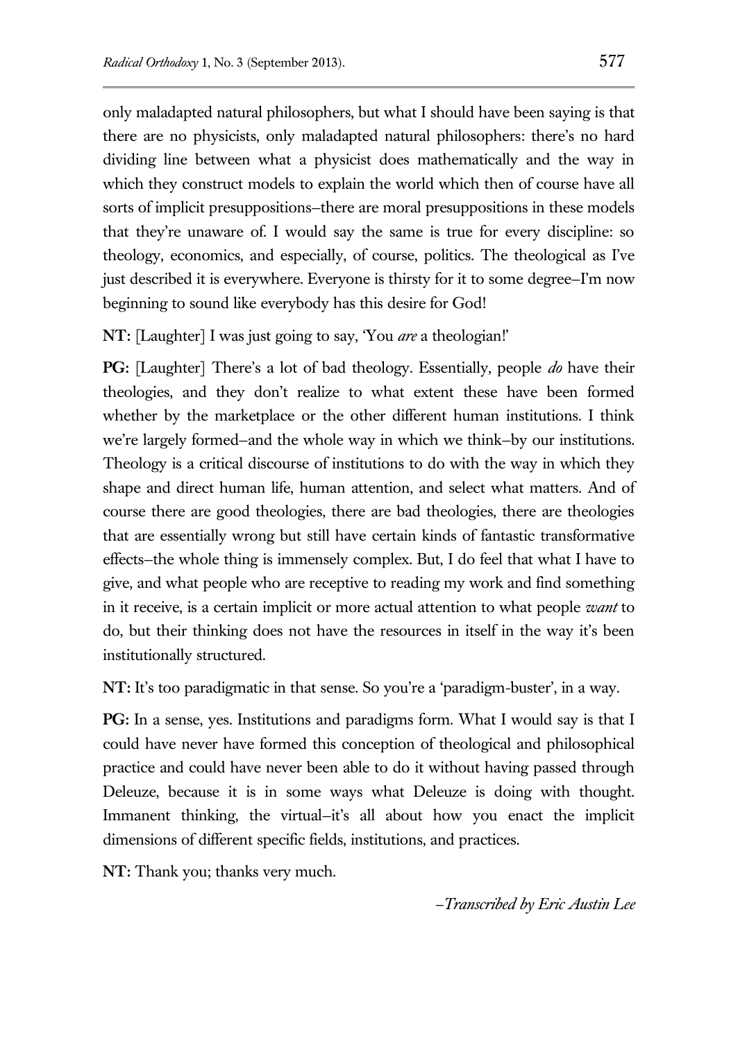only maladapted natural philosophers, but what I should have been saying is that there are no physicists, only maladapted natural philosophers: there's no hard dividing line between what a physicist does mathematically and the way in which they construct models to explain the world which then of course have all sorts of implicit presuppositions–there are moral presuppositions in these models that they're unaware of. I would say the same is true for every discipline: so theology, economics, and especially, of course, politics. The theological as I've just described it is everywhere. Everyone is thirsty for it to some degree–I'm now beginning to sound like everybody has this desire for God!

**NT:** [Laughter] I was just going to say, 'You *are* a theologian!'

**PG:** [Laughter] There's a lot of bad theology. Essentially, people *do* have their theologies, and they don't realize to what extent these have been formed whether by the marketplace or the other different human institutions. I think we're largely formed–and the whole way in which we think–by our institutions. Theology is a critical discourse of institutions to do with the way in which they shape and direct human life, human attention, and select what matters. And of course there are good theologies, there are bad theologies, there are theologies that are essentially wrong but still have certain kinds of fantastic transformative effects–the whole thing is immensely complex. But, I do feel that what I have to give, and what people who are receptive to reading my work and find something in it receive, is a certain implicit or more actual attention to what people *want* to do, but their thinking does not have the resources in itself in the way it's been institutionally structured.

**NT:** It's too paradigmatic in that sense. So you're a 'paradigm-buster', in a way.

**PG:** In a sense, yes. Institutions and paradigms form. What I would say is that I could have never have formed this conception of theological and philosophical practice and could have never been able to do it without having passed through Deleuze, because it is in some ways what Deleuze is doing with thought. Immanent thinking, the virtual–it's all about how you enact the implicit dimensions of different specific fields, institutions, and practices.

**NT:** Thank you; thanks very much.

*–Transcribed by Eric Austin Lee*